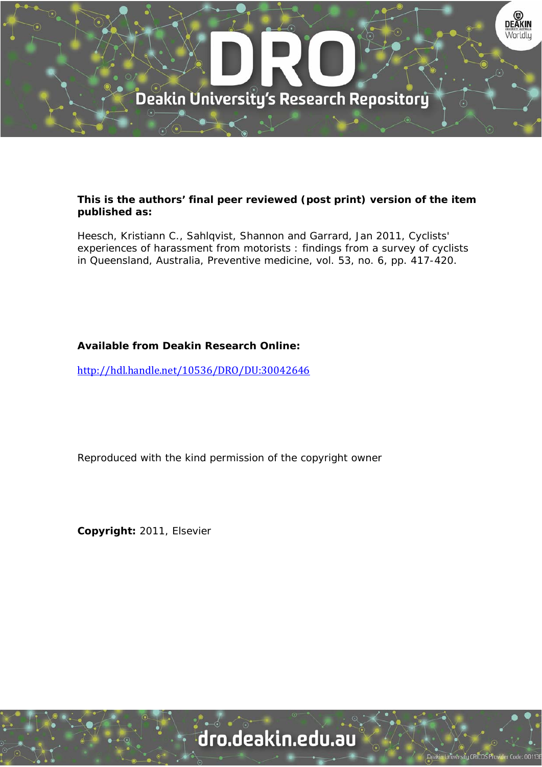**This is the authors' final peer reviewed (post print) version of the item published as:**

Heesch, Kristiann C., Sahlqvist, Shannon and Garrard, Jan 2011, Cyclists' experiences of harassment from motorists : findings from a survey of cyclists in Queensland, Australia, Preventive medicine, vol. 53, no. 6, pp. 417-420.

**Available from Deakin Research Online:**

http://hdl.handle.net/10536/DRO/DU:30042646

Reproduced with the kind permission of the copyright owner

**Copyright:** 2011, Elsevier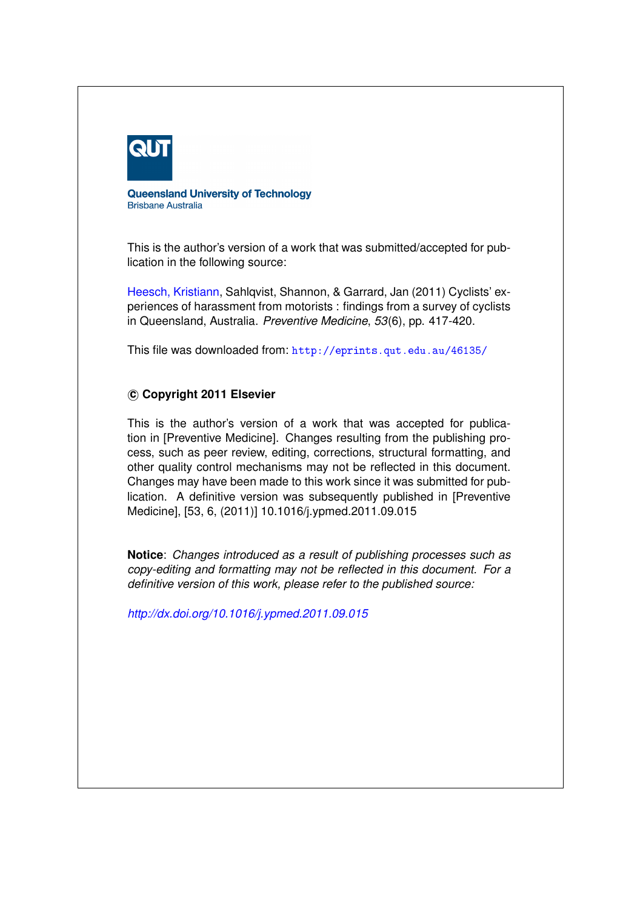**Queensland University of Technology**
Brisbane Australia

This is the author's version of a work that was submitted/accepted for publication in the following source:

Heesch, Kristiann, Sahlqvist, Shannon, & Garrard, Jan (2011) Cyclists' experiences of harassment from motorists : findings from a survey of cyclists in Queensland, Australia. *Preventive Medicine*, *53*(6), pp. 417-420.

This file was downloaded from: http://eprints.qut.edu.au/46135/

**© Copyright 2011 Elsevier**

This is the author's version of a work that was accepted for publication in [Preventive Medicine]. Changes resulting from the publishing process, such as peer review, editing, corrections, structural formatting, and other quality control mechanisms may not be reflected in this document. Changes may have been made to this work since it was submitted for publication. A definitive version was subsequently published in [Preventive Medicine], [53, 6, (2011)] 10.1016/j.ypmed.2011.09.015

**Notice**: *Changes introduced as a result of publishing processes such as copy-editing and formatting may not be reflected in this document. For a definitive version of this work, please refer to the published source:*

*http://dx.doi.org/10.1016/j.ypmed.2011.09.015*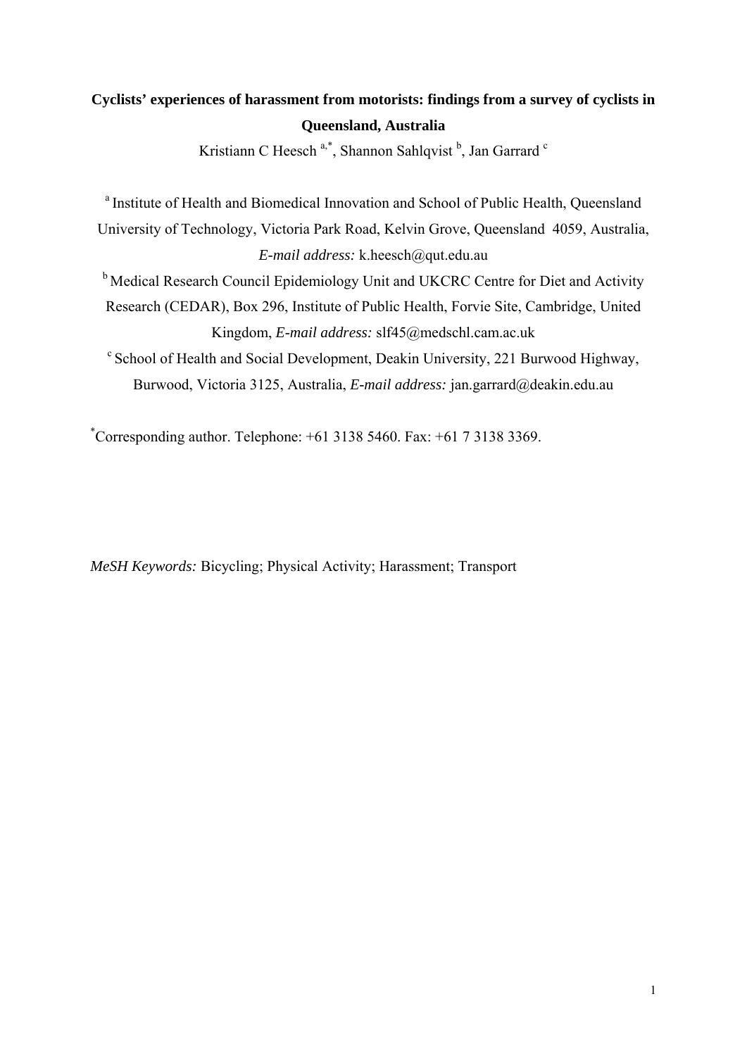**Cyclists' experiences of harassment from motorists: findings from a survey of cyclists in Queensland, Australia**

Kristiann C Heesch [a,*], Shannon Sahlqvist [b], Jan Garrard [c]

[a] Institute of Health and Biomedical Innovation and School of Public Health, Queensland University of Technology, Victoria Park Road, Kelvin Grove, Queensland 4059, Australia, *E-mail address:* k.heesch@qut.edu.au

[b] Medical Research Council Epidemiology Unit and UKCRC Centre for Diet and Activity Research (CEDAR), Box 296, Institute of Public Health, Forvie Site, Cambridge, United Kingdom, *E-mail address:* slf45@medschl.cam.ac.uk

[c] School of Health and Social Development, Deakin University, 221 Burwood Highway, Burwood, Victoria 3125, Australia, *E-mail address:* jan.garrard@deakin.edu.au

[*] Corresponding author. Telephone: +61 3138 5460. Fax: +61 7 3138 3369.

*MeSH Keywords:* Bicycling; Physical Activity; Harassment; Transport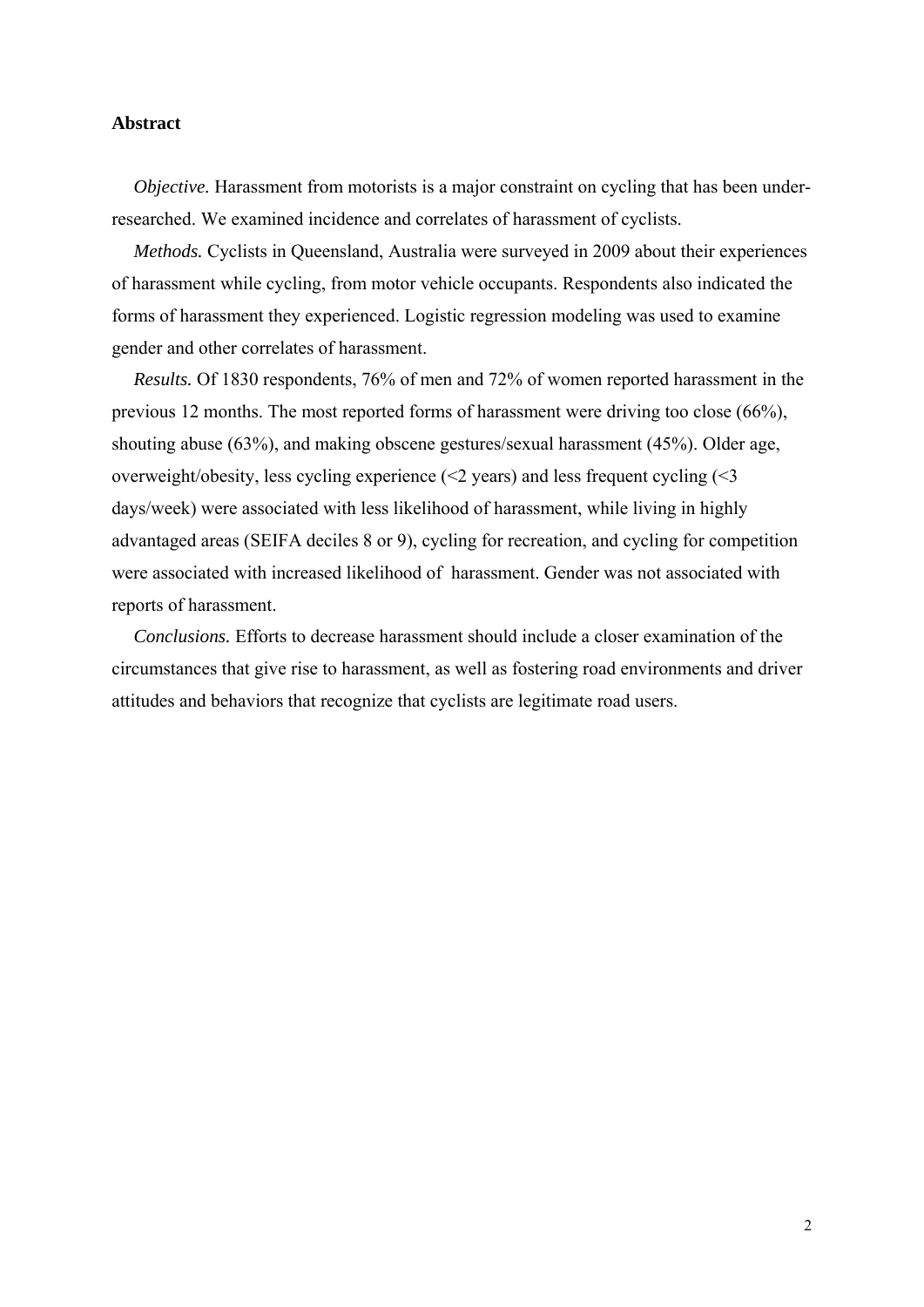## Abstract

*Objective.* Harassment from motorists is a major constraint on cycling that has been under-researched. We examined incidence and correlates of harassment of cyclists.

*Methods.* Cyclists in Queensland, Australia were surveyed in 2009 about their experiences of harassment while cycling, from motor vehicle occupants. Respondents also indicated the forms of harassment they experienced. Logistic regression modeling was used to examine gender and other correlates of harassment.

*Results.* Of 1830 respondents, 76% of men and 72% of women reported harassment in the previous 12 months. The most reported forms of harassment were driving too close (66%), shouting abuse (63%), and making obscene gestures/sexual harassment (45%). Older age, overweight/obesity, less cycling experience (<2 years) and less frequent cycling (<3 days/week) were associated with less likelihood of harassment, while living in highly advantaged areas (SEIFA deciles 8 or 9), cycling for recreation, and cycling for competition were associated with increased likelihood of harassment. Gender was not associated with reports of harassment.

*Conclusions.* Efforts to decrease harassment should include a closer examination of the circumstances that give rise to harassment, as well as fostering road environments and driver attitudes and behaviors that recognize that cyclists are legitimate road users.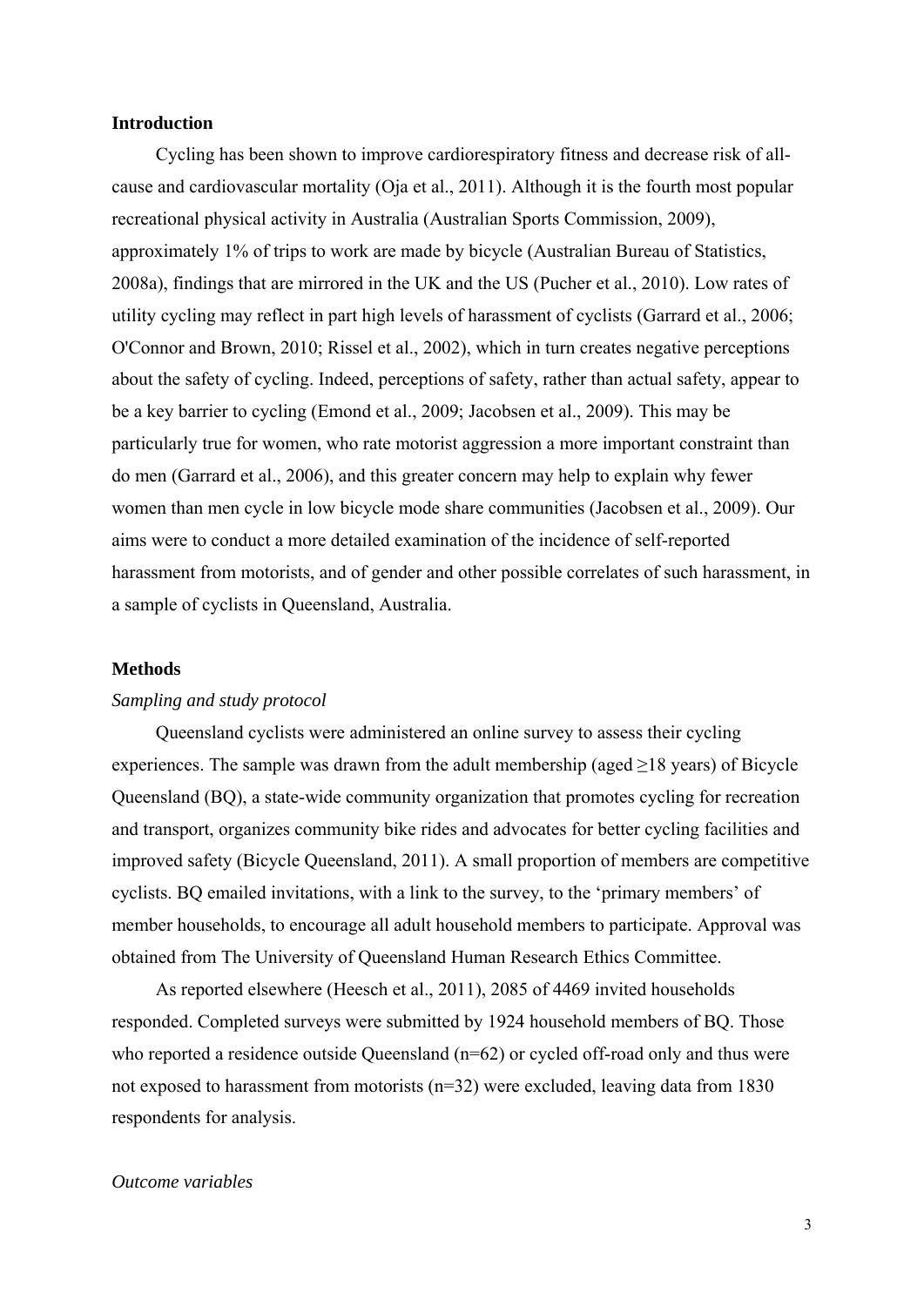## Introduction

Cycling has been shown to improve cardiorespiratory fitness and decrease risk of all-cause and cardiovascular mortality (Oja et al., 2011). Although it is the fourth most popular recreational physical activity in Australia (Australian Sports Commission, 2009), approximately 1% of trips to work are made by bicycle (Australian Bureau of Statistics, 2008a), findings that are mirrored in the UK and the US (Pucher et al., 2010). Low rates of utility cycling may reflect in part high levels of harassment of cyclists (Garrard et al., 2006; O'Connor and Brown, 2010; Rissel et al., 2002), which in turn creates negative perceptions about the safety of cycling. Indeed, perceptions of safety, rather than actual safety, appear to be a key barrier to cycling (Emond et al., 2009; Jacobsen et al., 2009). This may be particularly true for women, who rate motorist aggression a more important constraint than do men (Garrard et al., 2006), and this greater concern may help to explain why fewer women than men cycle in low bicycle mode share communities (Jacobsen et al., 2009). Our aims were to conduct a more detailed examination of the incidence of self-reported harassment from motorists, and of gender and other possible correlates of such harassment, in a sample of cyclists in Queensland, Australia.

## Methods

### *Sampling and study protocol*

Queensland cyclists were administered an online survey to assess their cycling experiences. The sample was drawn from the adult membership (aged ≥18 years) of Bicycle Queensland (BQ), a state-wide community organization that promotes cycling for recreation and transport, organizes community bike rides and advocates for better cycling facilities and improved safety (Bicycle Queensland, 2011). A small proportion of members are competitive cyclists. BQ emailed invitations, with a link to the survey, to the 'primary members' of member households, to encourage all adult household members to participate. Approval was obtained from The University of Queensland Human Research Ethics Committee.

As reported elsewhere (Heesch et al., 2011), 2085 of 4469 invited households responded. Completed surveys were submitted by 1924 household members of BQ. Those who reported a residence outside Queensland (n=62) or cycled off-road only and thus were not exposed to harassment from motorists (n=32) were excluded, leaving data from 1830 respondents for analysis.

### *Outcome variables*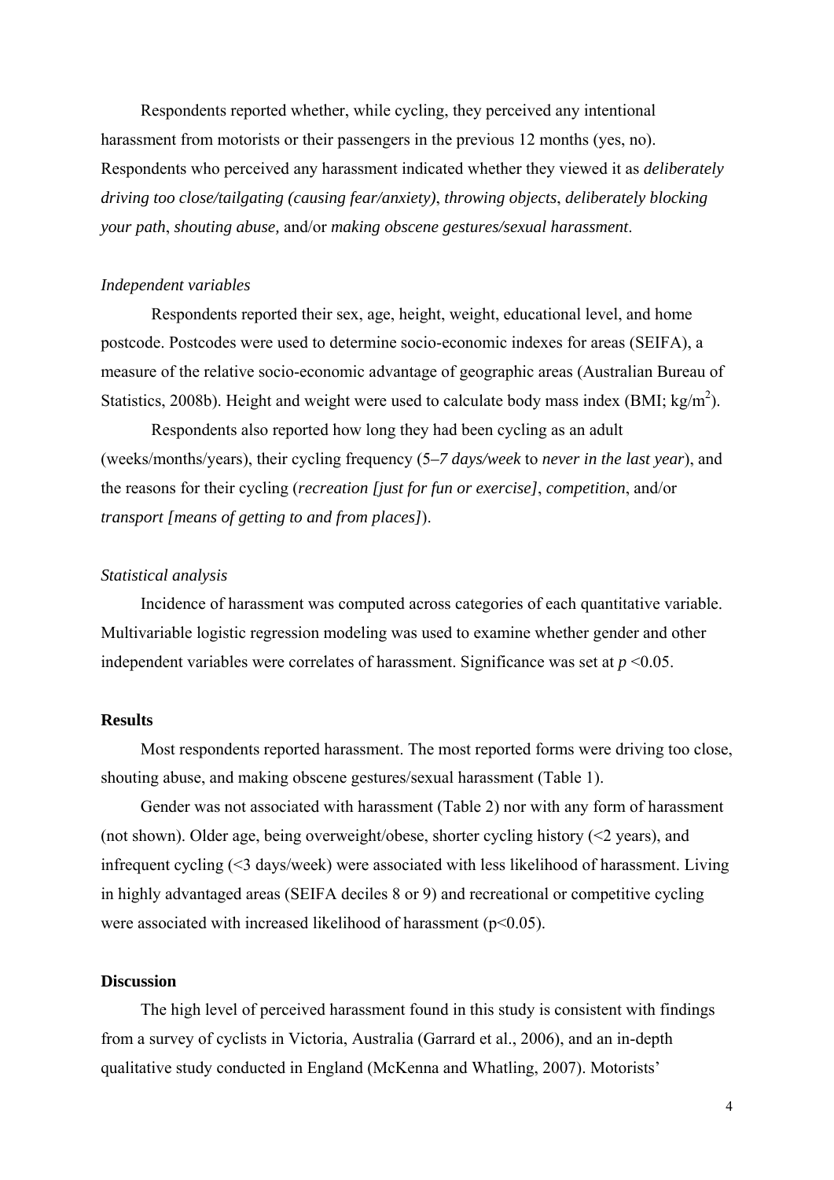Respondents reported whether, while cycling, they perceived any intentional harassment from motorists or their passengers in the previous 12 months (yes, no). Respondents who perceived any harassment indicated whether they viewed it as *deliberately driving too close/tailgating (causing fear/anxiety)*, *throwing objects*, *deliberately blocking your path*, *shouting abuse,* and/or *making obscene gestures/sexual harassment*.

### *Independent variables*

Respondents reported their sex, age, height, weight, educational level, and home postcode. Postcodes were used to determine socio-economic indexes for areas (SEIFA), a measure of the relative socio-economic advantage of geographic areas (Australian Bureau of Statistics, 2008b). Height and weight were used to calculate body mass index (BMI; kg/m$^2$).

Respondents also reported how long they had been cycling as an adult (weeks/months/years), their cycling frequency (*5–7 days/week* to *never in the last year*), and the reasons for their cycling (*recreation [just for fun or exercise]*, *competition*, and/or *transport [means of getting to and from places]*).

### *Statistical analysis*

Incidence of harassment was computed across categories of each quantitative variable. Multivariable logistic regression modeling was used to examine whether gender and other independent variables were correlates of harassment. Significance was set at $p < 0.05$.

## Results

Most respondents reported harassment. The most reported forms were driving too close, shouting abuse, and making obscene gestures/sexual harassment (Table 1).

Gender was not associated with harassment (Table 2) nor with any form of harassment (not shown). Older age, being overweight/obese, shorter cycling history (<2 years), and infrequent cycling (<3 days/week) were associated with less likelihood of harassment. Living in highly advantaged areas (SEIFA deciles 8 or 9) and recreational or competitive cycling were associated with increased likelihood of harassment ($p<0.05$).

## Discussion

The high level of perceived harassment found in this study is consistent with findings from a survey of cyclists in Victoria, Australia (Garrard et al., 2006), and an in-depth qualitative study conducted in England (McKenna and Whatling, 2007). Motorists'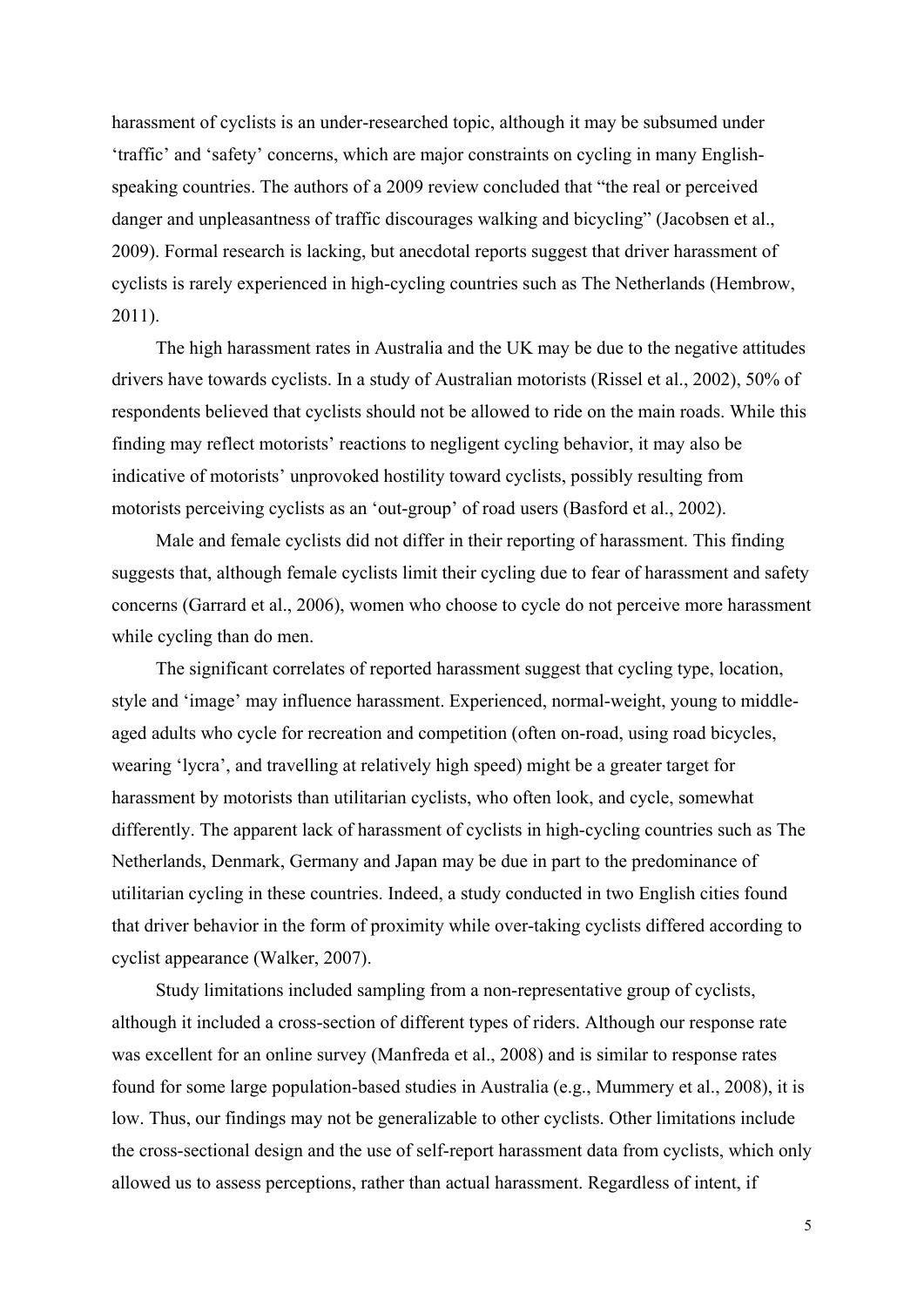harassment of cyclists is an under-researched topic, although it may be subsumed under 'traffic' and 'safety' concerns, which are major constraints on cycling in many English-speaking countries. The authors of a 2009 review concluded that "the real or perceived danger and unpleasantness of traffic discourages walking and bicycling" (Jacobsen et al., 2009). Formal research is lacking, but anecdotal reports suggest that driver harassment of cyclists is rarely experienced in high-cycling countries such as The Netherlands (Hembrow, 2011).

The high harassment rates in Australia and the UK may be due to the negative attitudes drivers have towards cyclists. In a study of Australian motorists (Rissel et al., 2002), 50% of respondents believed that cyclists should not be allowed to ride on the main roads. While this finding may reflect motorists' reactions to negligent cycling behavior, it may also be indicative of motorists' unprovoked hostility toward cyclists, possibly resulting from motorists perceiving cyclists as an 'out-group' of road users (Basford et al., 2002).

Male and female cyclists did not differ in their reporting of harassment. This finding suggests that, although female cyclists limit their cycling due to fear of harassment and safety concerns (Garrard et al., 2006), women who choose to cycle do not perceive more harassment while cycling than do men.

The significant correlates of reported harassment suggest that cycling type, location, style and 'image' may influence harassment. Experienced, normal-weight, young to middle-aged adults who cycle for recreation and competition (often on-road, using road bicycles, wearing 'lycra', and travelling at relatively high speed) might be a greater target for harassment by motorists than utilitarian cyclists, who often look, and cycle, somewhat differently. The apparent lack of harassment of cyclists in high-cycling countries such as The Netherlands, Denmark, Germany and Japan may be due in part to the predominance of utilitarian cycling in these countries. Indeed, a study conducted in two English cities found that driver behavior in the form of proximity while over-taking cyclists differed according to cyclist appearance (Walker, 2007).

Study limitations included sampling from a non-representative group of cyclists, although it included a cross-section of different types of riders. Although our response rate was excellent for an online survey (Manfreda et al., 2008) and is similar to response rates found for some large population-based studies in Australia (e.g., Mummery et al., 2008), it is low. Thus, our findings may not be generalizable to other cyclists. Other limitations include the cross-sectional design and the use of self-report harassment data from cyclists, which only allowed us to assess perceptions, rather than actual harassment. Regardless of intent, if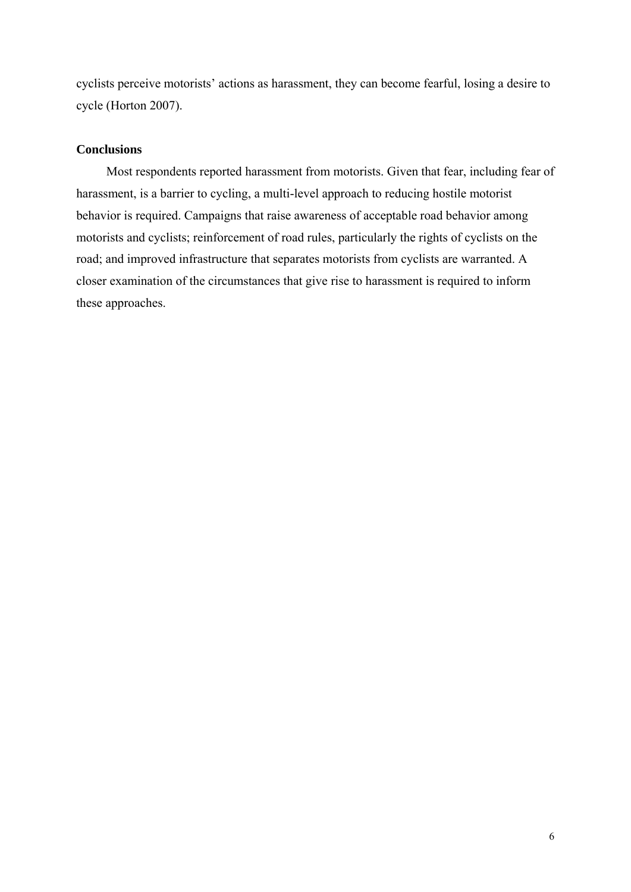cyclists perceive motorists' actions as harassment, they can become fearful, losing a desire to cycle (Horton 2007).

## Conclusions

Most respondents reported harassment from motorists. Given that fear, including fear of harassment, is a barrier to cycling, a multi-level approach to reducing hostile motorist behavior is required. Campaigns that raise awareness of acceptable road behavior among motorists and cyclists; reinforcement of road rules, particularly the rights of cyclists on the road; and improved infrastructure that separates motorists from cyclists are warranted. A closer examination of the circumstances that give rise to harassment is required to inform these approaches.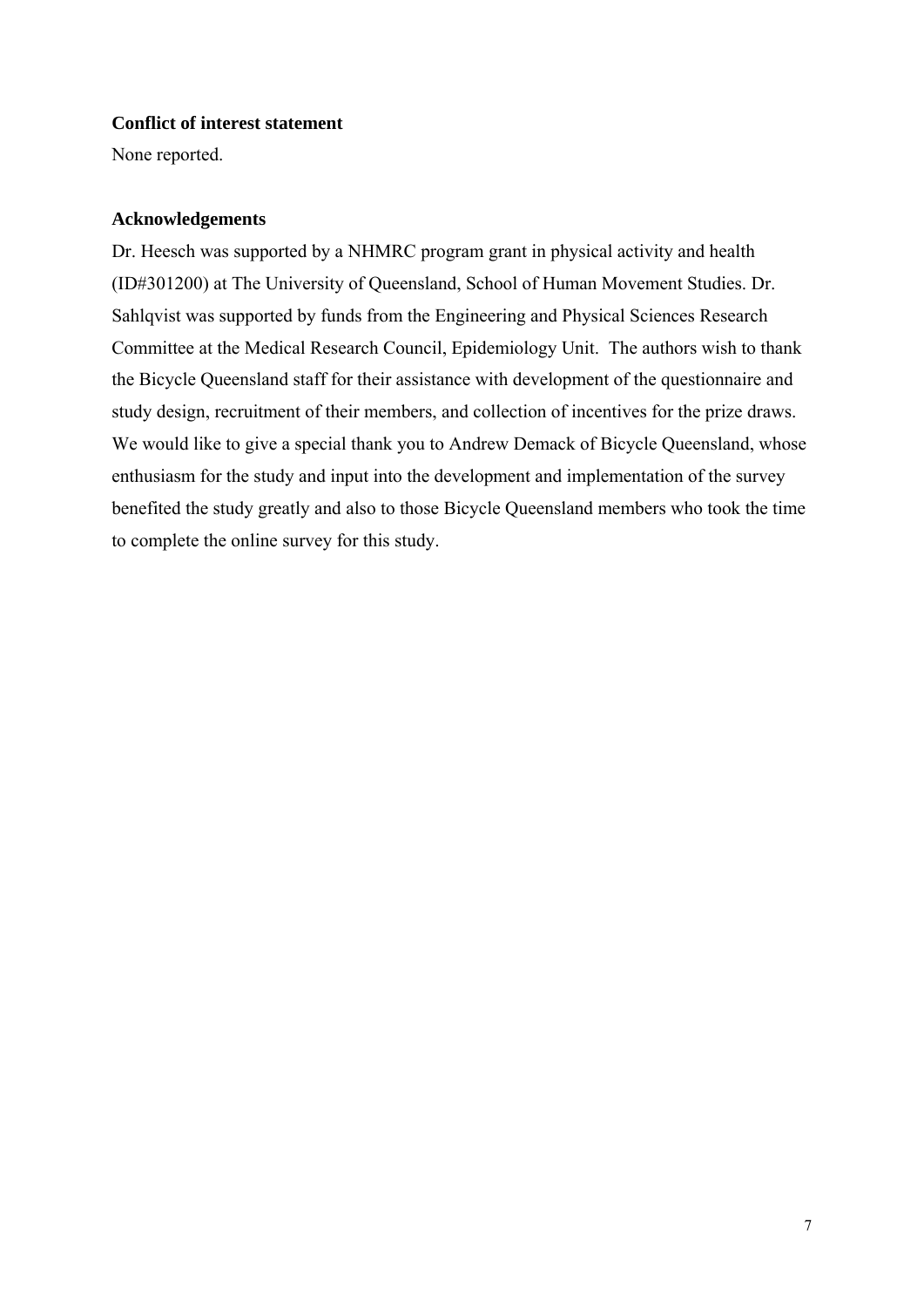**Conflict of interest statement**

None reported.

**Acknowledgements**

Dr. Heesch was supported by a NHMRC program grant in physical activity and health (ID#301200) at The University of Queensland, School of Human Movement Studies. Dr. Sahlqvist was supported by funds from the Engineering and Physical Sciences Research Committee at the Medical Research Council, Epidemiology Unit. The authors wish to thank the Bicycle Queensland staff for their assistance with development of the questionnaire and study design, recruitment of their members, and collection of incentives for the prize draws. We would like to give a special thank you to Andrew Demack of Bicycle Queensland, whose enthusiasm for the study and input into the development and implementation of the survey benefited the study greatly and also to those Bicycle Queensland members who took the time to complete the online survey for this study.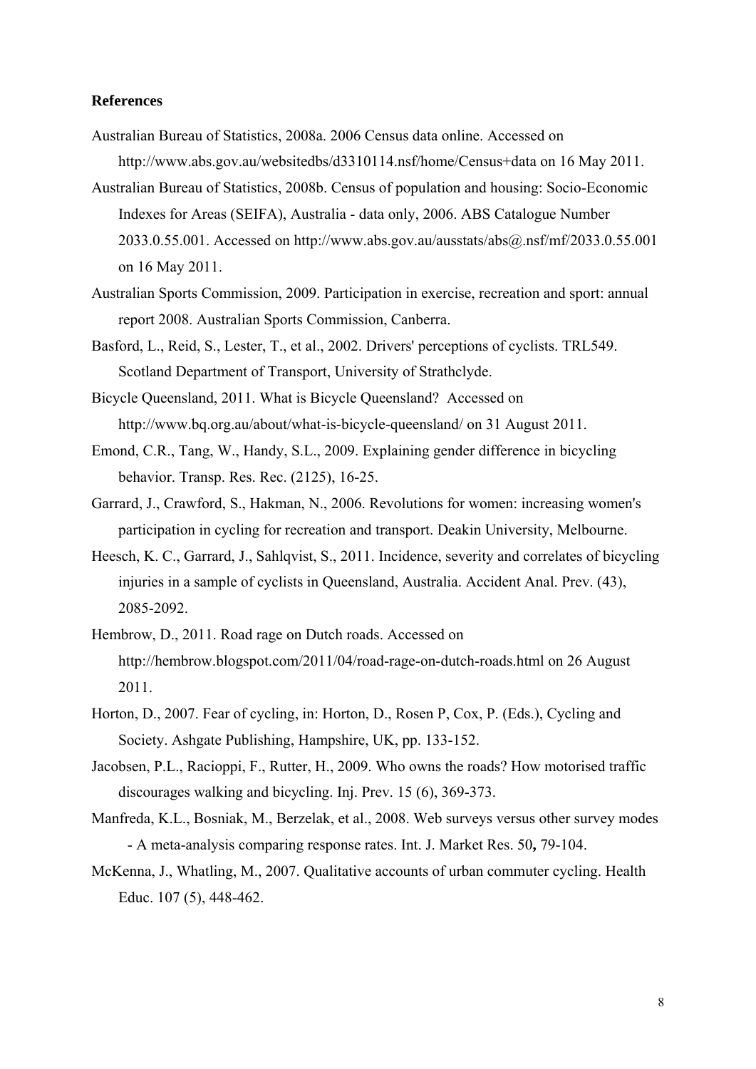## References

Australian Bureau of Statistics, 2008a. 2006 Census data online. Accessed on http://www.abs.gov.au/websitedbs/d3310114.nsf/home/Census+data on 16 May 2011.

Australian Bureau of Statistics, 2008b. Census of population and housing: Socio-Economic Indexes for Areas (SEIFA), Australia - data only, 2006. ABS Catalogue Number 2033.0.55.001. Accessed on http://www.abs.gov.au/ausstats/abs@.nsf/mf/2033.0.55.001 on 16 May 2011.

Australian Sports Commission, 2009. Participation in exercise, recreation and sport: annual report 2008. Australian Sports Commission, Canberra.

Basford, L., Reid, S., Lester, T., et al., 2002. Drivers' perceptions of cyclists. TRL549. Scotland Department of Transport, University of Strathclyde.

Bicycle Queensland, 2011. What is Bicycle Queensland? Accessed on http://www.bq.org.au/about/what-is-bicycle-queensland/ on 31 August 2011.

Emond, C.R., Tang, W., Handy, S.L., 2009. Explaining gender difference in bicycling behavior. Transp. Res. Rec. (2125), 16-25.

Garrard, J., Crawford, S., Hakman, N., 2006. Revolutions for women: increasing women's participation in cycling for recreation and transport. Deakin University, Melbourne.

Heesch, K. C., Garrard, J., Sahlqvist, S., 2011. Incidence, severity and correlates of bicycling injuries in a sample of cyclists in Queensland, Australia. Accident Anal. Prev. (43), 2085-2092.

Hembrow, D., 2011. Road rage on Dutch roads. Accessed on http://hembrow.blogspot.com/2011/04/road-rage-on-dutch-roads.html on 26 August 2011.

Horton, D., 2007. Fear of cycling, in: Horton, D., Rosen P, Cox, P. (Eds.), Cycling and Society. Ashgate Publishing, Hampshire, UK, pp. 133-152.

Jacobsen, P.L., Racioppi, F., Rutter, H., 2009. Who owns the roads? How motorised traffic discourages walking and bicycling. Inj. Prev. 15 (6), 369-373.

Manfreda, K.L., Bosniak, M., Berzelak, et al., 2008. Web surveys versus other survey modes - A meta-analysis comparing response rates. Int. J. Market Res. 50**,** 79-104.

McKenna, J., Whatling, M., 2007. Qualitative accounts of urban commuter cycling. Health Educ. 107 (5), 448-462.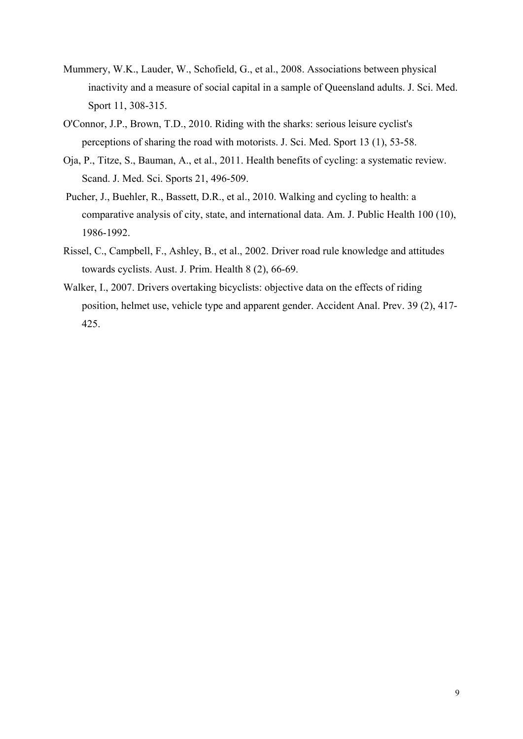Mummery, W.K., Lauder, W., Schofield, G., et al., 2008. Associations between physical inactivity and a measure of social capital in a sample of Queensland adults. J. Sci. Med. Sport 11, 308-315.

O'Connor, J.P., Brown, T.D., 2010. Riding with the sharks: serious leisure cyclist's perceptions of sharing the road with motorists. J. Sci. Med. Sport 13 (1), 53-58.

Oja, P., Titze, S., Bauman, A., et al., 2011. Health benefits of cycling: a systematic review. Scand. J. Med. Sci. Sports 21, 496-509.

Pucher, J., Buehler, R., Bassett, D.R., et al., 2010. Walking and cycling to health: a comparative analysis of city, state, and international data. Am. J. Public Health 100 (10), 1986-1992.

Rissel, C., Campbell, F., Ashley, B., et al., 2002. Driver road rule knowledge and attitudes towards cyclists. Aust. J. Prim. Health 8 (2), 66-69.

Walker, I., 2007. Drivers overtaking bicyclists: objective data on the effects of riding position, helmet use, vehicle type and apparent gender. Accident Anal. Prev. 39 (2), 417-425.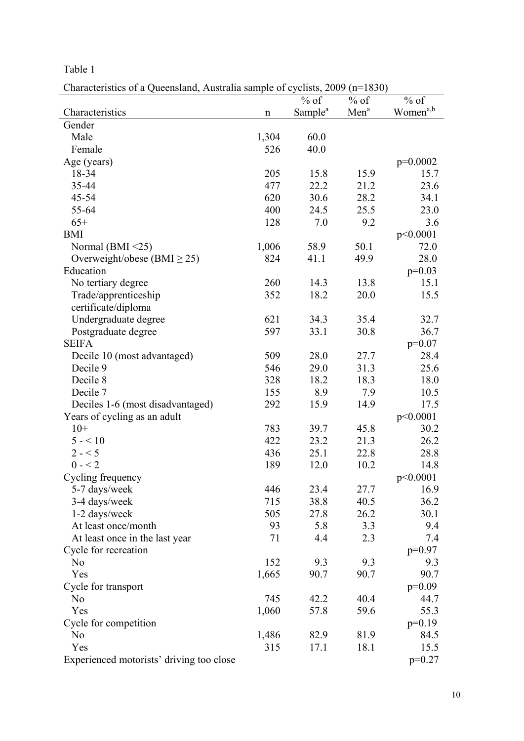Table 1

Characteristics of a Queensland, Australia sample of cyclists, 2009 (n=1830)

| Characteristics | n | % of Sample[a] | % of Men[a] | % of Women[a,b] |
|---|---|---|---|---|
| Gender | | | | |
| Male | 1,304 | 60.0 | | |
| Female | 526 | 40.0 | | |
| Age (years) | | | | p=0.0002 |
| 18-34 | 205 | 15.8 | 15.9 | 15.7 |
| 35-44 | 477 | 22.2 | 21.2 | 23.6 |
| 45-54 | 620 | 30.6 | 28.2 | 34.1 |
| 55-64 | 400 | 24.5 | 25.5 | 23.0 |
| 65+ | 128 | 7.0 | 9.2 | 3.6 |
| BMI | | | | p<0.0001 |
| Normal (BMI <25) | 1,006 | 58.9 | 50.1 | 72.0 |
| Overweight/obese (BMI ≥ 25) | 824 | 41.1 | 49.9 | 28.0 |
| Education | | | | p=0.03 |
| No tertiary degree | 260 | 14.3 | 13.8 | 15.1 |
| Trade/apprenticeship certificate/diploma | 352 | 18.2 | 20.0 | 15.5 |
| Undergraduate degree | 621 | 34.3 | 35.4 | 32.7 |
| Postgraduate degree | 597 | 33.1 | 30.8 | 36.7 |
| SEIFA | | | | p=0.07 |
| Decile 10 (most advantaged) | 509 | 28.0 | 27.7 | 28.4 |
| Decile 9 | 546 | 29.0 | 31.3 | 25.6 |
| Decile 8 | 328 | 18.2 | 18.3 | 18.0 |
| Decile 7 | 155 | 8.9 | 7.9 | 10.5 |
| Deciles 1-6 (most disadvantaged) | 292 | 15.9 | 14.9 | 17.5 |
| Years of cycling as an adult | | | | p<0.0001 |
| 10+ | 783 | 39.7 | 45.8 | 30.2 |
| 5 - < 10 | 422 | 23.2 | 21.3 | 26.2 |
| 2 - < 5 | 436 | 25.1 | 22.8 | 28.8 |
| 0 - < 2 | 189 | 12.0 | 10.2 | 14.8 |
| Cycling frequency | | | | p<0.0001 |
| 5-7 days/week | 446 | 23.4 | 27.7 | 16.9 |
| 3-4 days/week | 715 | 38.8 | 40.5 | 36.2 |
| 1-2 days/week | 505 | 27.8 | 26.2 | 30.1 |
| At least once/month | 93 | 5.8 | 3.3 | 9.4 |
| At least once in the last year | 71 | 4.4 | 2.3 | 7.4 |
| Cycle for recreation | | | | p=0.97 |
| No | 152 | 9.3 | 9.3 | 9.3 |
| Yes | 1,665 | 90.7 | 90.7 | 90.7 |
| Cycle for transport | | | | p=0.09 |
| No | 745 | 42.2 | 40.4 | 44.7 |
| Yes | 1,060 | 57.8 | 59.6 | 55.3 |
| Cycle for competition | | | | p=0.19 |
| No | 1,486 | 82.9 | 81.9 | 84.5 |
| Yes | 315 | 17.1 | 18.1 | 15.5 |
| Experienced motorists' driving too close | | | | p=0.27 |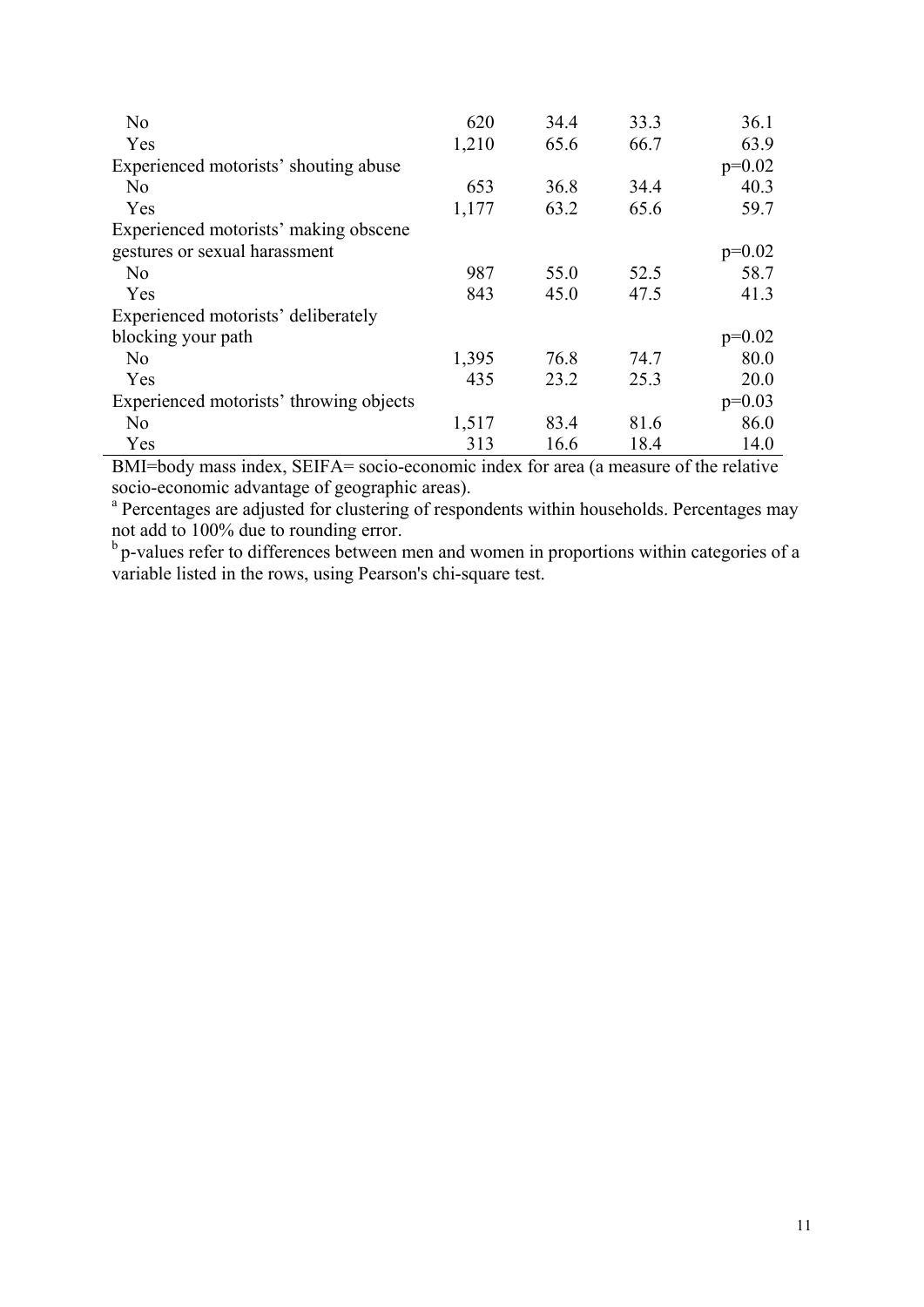| | | | | |
|---|---|---|---|---|
| No | 620 | 34.4 | 33.3 | 36.1 |
| Yes | 1,210 | 65.6 | 66.7 | 63.9 |
| Experienced motorists' shouting abuse | | | | p=0.02 |
| No | 653 | 36.8 | 34.4 | 40.3 |
| Yes | 1,177 | 63.2 | 65.6 | 59.7 |
| Experienced motorists' making obscene gestures or sexual harassment | | | | p=0.02 |
| No | 987 | 55.0 | 52.5 | 58.7 |
| Yes | 843 | 45.0 | 47.5 | 41.3 |
| Experienced motorists' deliberately blocking your path | | | | p=0.02 |
| No | 1,395 | 76.8 | 74.7 | 80.0 |
| Yes | 435 | 23.2 | 25.3 | 20.0 |
| Experienced motorists' throwing objects | | | | p=0.03 |
| No | 1,517 | 83.4 | 81.6 | 86.0 |
| Yes | 313 | 16.6 | 18.4 | 14.0 |

BMI=body mass index, SEIFA= socio-economic index for area (a measure of the relative socio-economic advantage of geographic areas).

[a] Percentages are adjusted for clustering of respondents within households. Percentages may not add to 100% due to rounding error.

[b] p-values refer to differences between men and women in proportions within categories of a variable listed in the rows, using Pearson's chi-square test.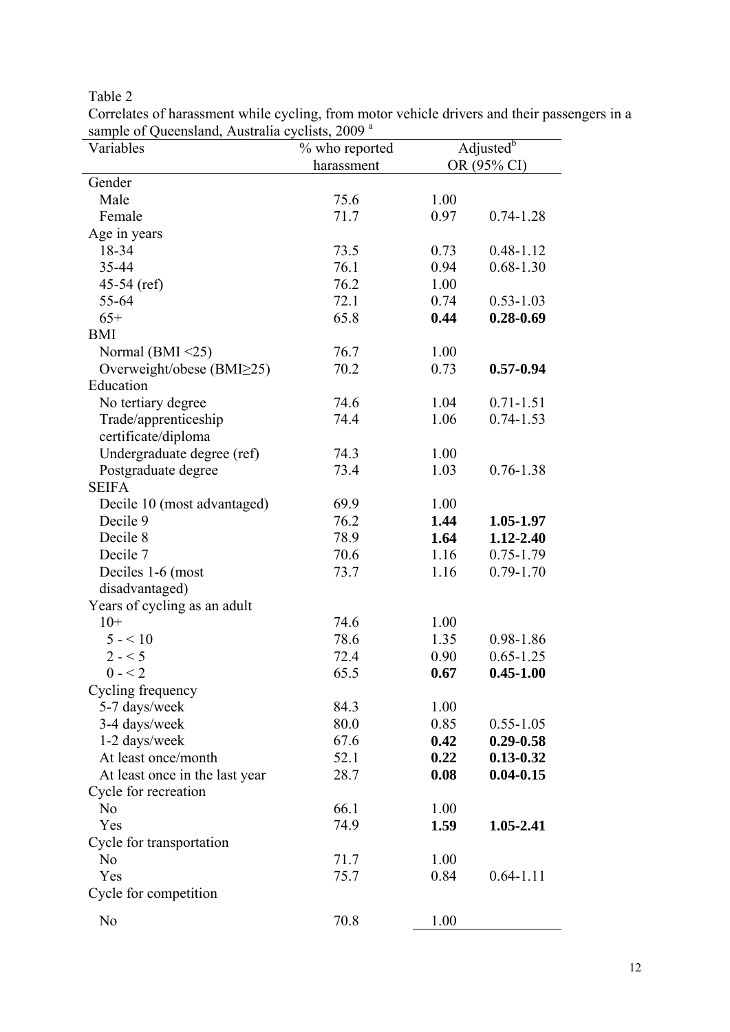Table 2

Correlates of harassment while cycling, from motor vehicle drivers and their passengers in a sample of Queensland, Australia cyclists, 2009 [a]

| Variables | % who reported harassment | Adjusted[b] OR (95% CI) | |
|---|---|---|---|
| Gender | | | |
| Male | 75.6 | 1.00 | |
| Female | 71.7 | 0.97 | 0.74-1.28 |
| Age in years | | | |
| 18-34 | 73.5 | 0.73 | 0.48-1.12 |
| 35-44 | 76.1 | 0.94 | 0.68-1.30 |
| 45-54 (ref) | 76.2 | 1.00 | |
| 55-64 | 72.1 | 0.74 | 0.53-1.03 |
| 65+ | 65.8 | **0.44** | **0.28-0.69** |
| BMI | | | |
| Normal (BMI <25) | 76.7 | 1.00 | |
| Overweight/obese (BMI≥25) | 70.2 | 0.73 | **0.57-0.94** |
| Education | | | |
| No tertiary degree | 74.6 | 1.04 | 0.71-1.51 |
| Trade/apprenticeship certificate/diploma | 74.4 | 1.06 | 0.74-1.53 |
| Undergraduate degree (ref) | 74.3 | 1.00 | |
| Postgraduate degree | 73.4 | 1.03 | 0.76-1.38 |
| SEIFA | | | |
| Decile 10 (most advantaged) | 69.9 | 1.00 | |
| Decile 9 | 76.2 | **1.44** | **1.05-1.97** |
| Decile 8 | 78.9 | **1.64** | **1.12-2.40** |
| Decile 7 | 70.6 | 1.16 | 0.75-1.79 |
| Deciles 1-6 (most disadvantaged) | 73.7 | 1.16 | 0.79-1.70 |
| Years of cycling as an adult | | | |
| 10+ | 74.6 | 1.00 | |
| 5 - < 10 | 78.6 | 1.35 | 0.98-1.86 |
| 2 - < 5 | 72.4 | 0.90 | 0.65-1.25 |
| 0 - < 2 | 65.5 | **0.67** | **0.45-1.00** |
| Cycling frequency | | | |
| 5-7 days/week | 84.3 | 1.00 | |
| 3-4 days/week | 80.0 | 0.85 | 0.55-1.05 |
| 1-2 days/week | 67.6 | **0.42** | **0.29-0.58** |
| At least once/month | 52.1 | **0.22** | **0.13-0.32** |
| At least once in the last year | 28.7 | **0.08** | **0.04-0.15** |
| Cycle for recreation | | | |
| No | 66.1 | 1.00 | |
| Yes | 74.9 | **1.59** | **1.05-2.41** |
| Cycle for transportation | | | |
| No | 71.7 | 1.00 | |
| Yes | 75.7 | 0.84 | 0.64-1.11 |
| Cycle for competition | | | |
| No | 70.8 | 1.00 | |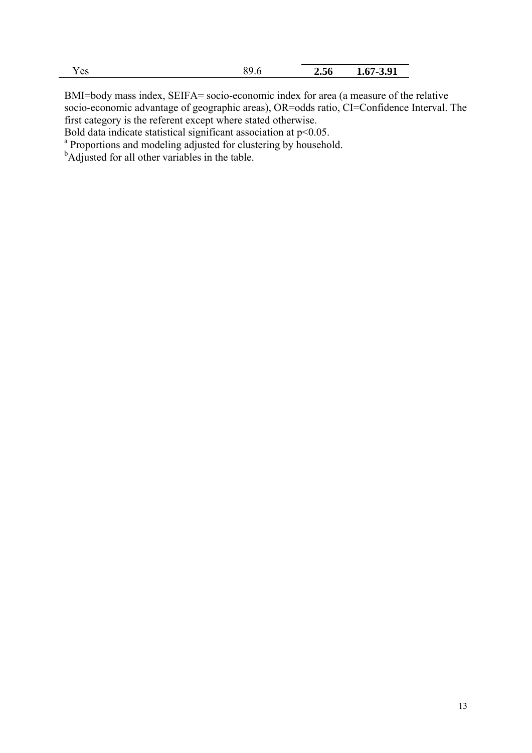| | | | |
|---|---|---|---|
| Yes | 89.6 | **2.56** | **1.67-3.91** |

BMI=body mass index, SEIFA= socio-economic index for area (a measure of the relative socio-economic advantage of geographic areas), OR=odds ratio, CI=Confidence Interval. The first category is the referent except where stated otherwise.

Bold data indicate statistical significant association at $p<0.05$.

[a] Proportions and modeling adjusted for clustering by household.

[b] Adjusted for all other variables in the table.